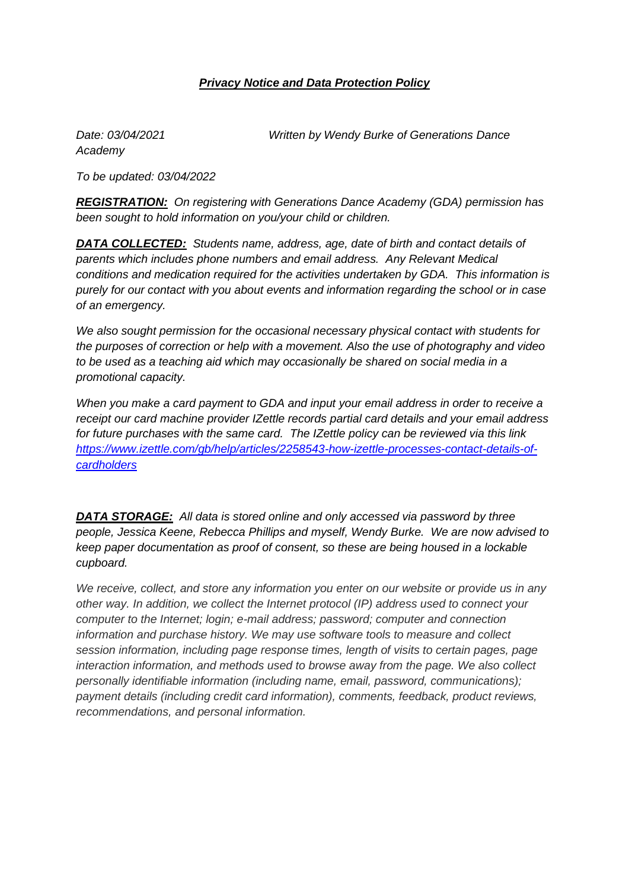# ***Privacy Notice and Data Protection Policy***

*Date: 03/04/2021* *Written by Wendy Burke of Generations Dance Academy*

*To be updated: 03/04/2022*

***REGISTRATION:*** *On registering with Generations Dance Academy (GDA) permission has been sought to hold information on you/your child or children.*

***DATA COLLECTED:*** *Students name, address, age, date of birth and contact details of parents which includes phone numbers and email address. Any Relevant Medical conditions and medication required for the activities undertaken by GDA. This information is purely for our contact with you about events and information regarding the school or in case of an emergency.*

*We also sought permission for the occasional necessary physical contact with students for the purposes of correction or help with a movement. Also the use of photography and video to be used as a teaching aid which may occasionally be shared on social media in a promotional capacity.*

*When you make a card payment to GDA and input your email address in order to receive a receipt our card machine provider IZettle records partial card details and your email address for future purchases with the same card. The IZettle policy can be reviewed via this link [https://www.izettle.com/gb/help/articles/2258543-how-izettle-processes-contact-details-of-cardholders](https://www.izettle.com/gb/help/articles/2258543-how-izettle-processes-contact-details-of-cardholders)*

***DATA STORAGE:*** *All data is stored online and only accessed via password by three people, Jessica Keene, Rebecca Phillips and myself, Wendy Burke. We are now advised to keep paper documentation as proof of consent, so these are being housed in a lockable cupboard.*

*We receive, collect, and store any information you enter on our website or provide us in any other way. In addition, we collect the Internet protocol (IP) address used to connect your computer to the Internet; login; e-mail address; password; computer and connection information and purchase history. We may use software tools to measure and collect session information, including page response times, length of visits to certain pages, page interaction information, and methods used to browse away from the page. We also collect personally identifiable information (including name, email, password, communications); payment details (including credit card information), comments, feedback, product reviews, recommendations, and personal information.*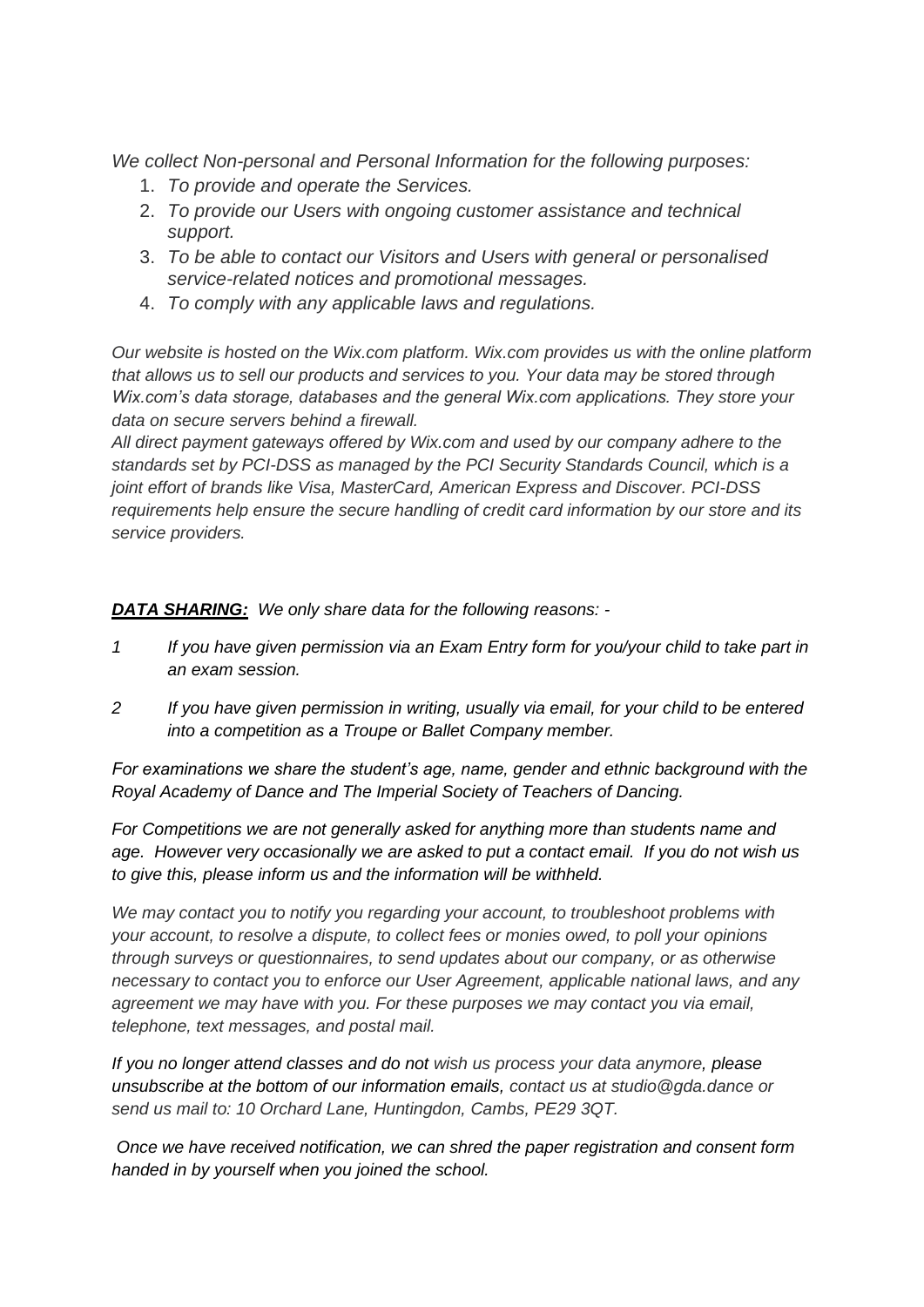*We collect Non-personal and Personal Information for the following purposes:*

1. *To provide and operate the Services.*
2. *To provide our Users with ongoing customer assistance and technical support.*
3. *To be able to contact our Visitors and Users with general or personalised service-related notices and promotional messages.*
4. *To comply with any applicable laws and regulations.*

*Our website is hosted on the Wix.com platform. Wix.com provides us with the online platform that allows us to sell our products and services to you. Your data may be stored through Wix.com's data storage, databases and the general Wix.com applications. They store your data on secure servers behind a firewall.*
*All direct payment gateways offered by Wix.com and used by our company adhere to the standards set by PCI-DSS as managed by the PCI Security Standards Council, which is a joint effort of brands like Visa, MasterCard, American Express and Discover. PCI-DSS requirements help ensure the secure handling of credit card information by our store and its service providers.*

***DATA SHARING:*** *We only share data for the following reasons: -*

*1 If you have given permission via an Exam Entry form for you/your child to take part in an exam session.*

*2 If you have given permission in writing, usually via email, for your child to be entered into a competition as a Troupe or Ballet Company member.*

*For examinations we share the student's age, name, gender and ethnic background with the Royal Academy of Dance and The Imperial Society of Teachers of Dancing.*

*For Competitions we are not generally asked for anything more than students name and age. However very occasionally we are asked to put a contact email. If you do not wish us to give this, please inform us and the information will be withheld.*

*We may contact you to notify you regarding your account, to troubleshoot problems with your account, to resolve a dispute, to collect fees or monies owed, to poll your opinions through surveys or questionnaires, to send updates about our company, or as otherwise necessary to contact you to enforce our User Agreement, applicable national laws, and any agreement we may have with you. For these purposes we may contact you via email, telephone, text messages, and postal mail.*

*If you no longer attend classes and do not wish us process your data anymore, please unsubscribe at the bottom of our information emails, contact us at studio@gda.dance or send us mail to: 10 Orchard Lane, Huntingdon, Cambs, PE29 3QT.*

*Once we have received notification, we can shred the paper registration and consent form handed in by yourself when you joined the school.*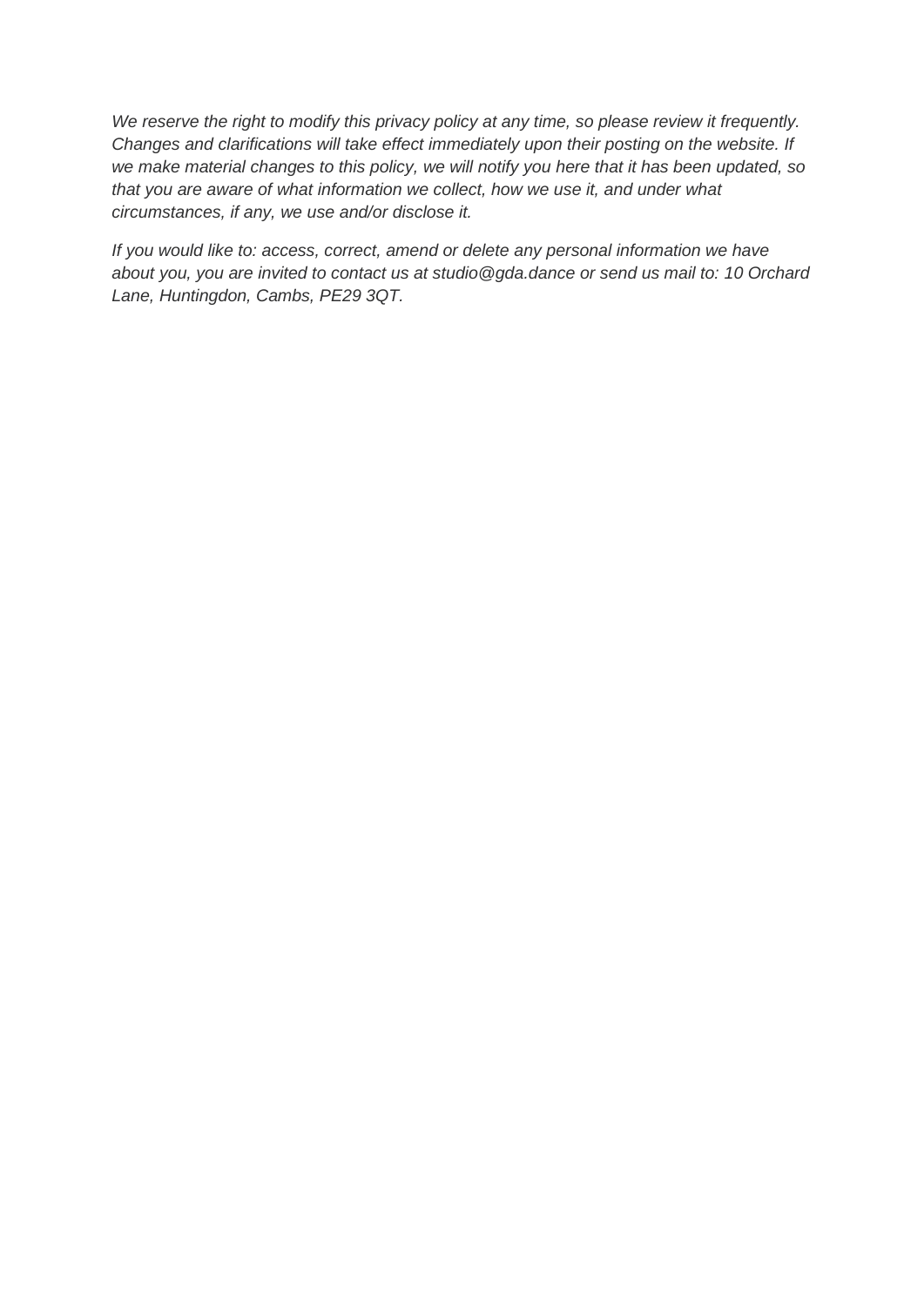*We reserve the right to modify this privacy policy at any time, so please review it frequently. Changes and clarifications will take effect immediately upon their posting on the website. If we make material changes to this policy, we will notify you here that it has been updated, so that you are aware of what information we collect, how we use it, and under what circumstances, if any, we use and/or disclose it.*

*If you would like to: access, correct, amend or delete any personal information we have about you, you are invited to contact us at studio@gda.dance or send us mail to: 10 Orchard Lane, Huntingdon, Cambs, PE29 3QT.*